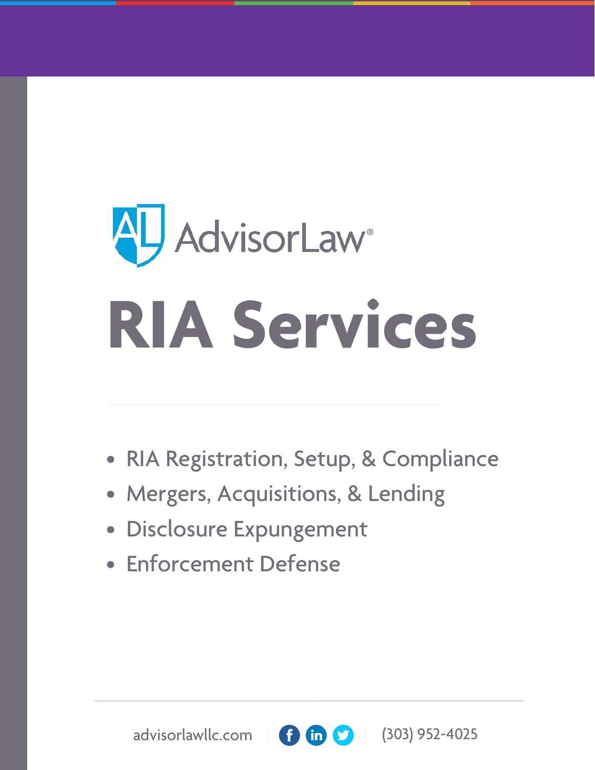AdvisorLaw®

# RIA Services

- RIA Registration, Setup, & Compliance
- Mergers, Acquisitions, & Lending
- Disclosure Expungement
- Enforcement Defense

advisorlawllc.com | (303) 952-4025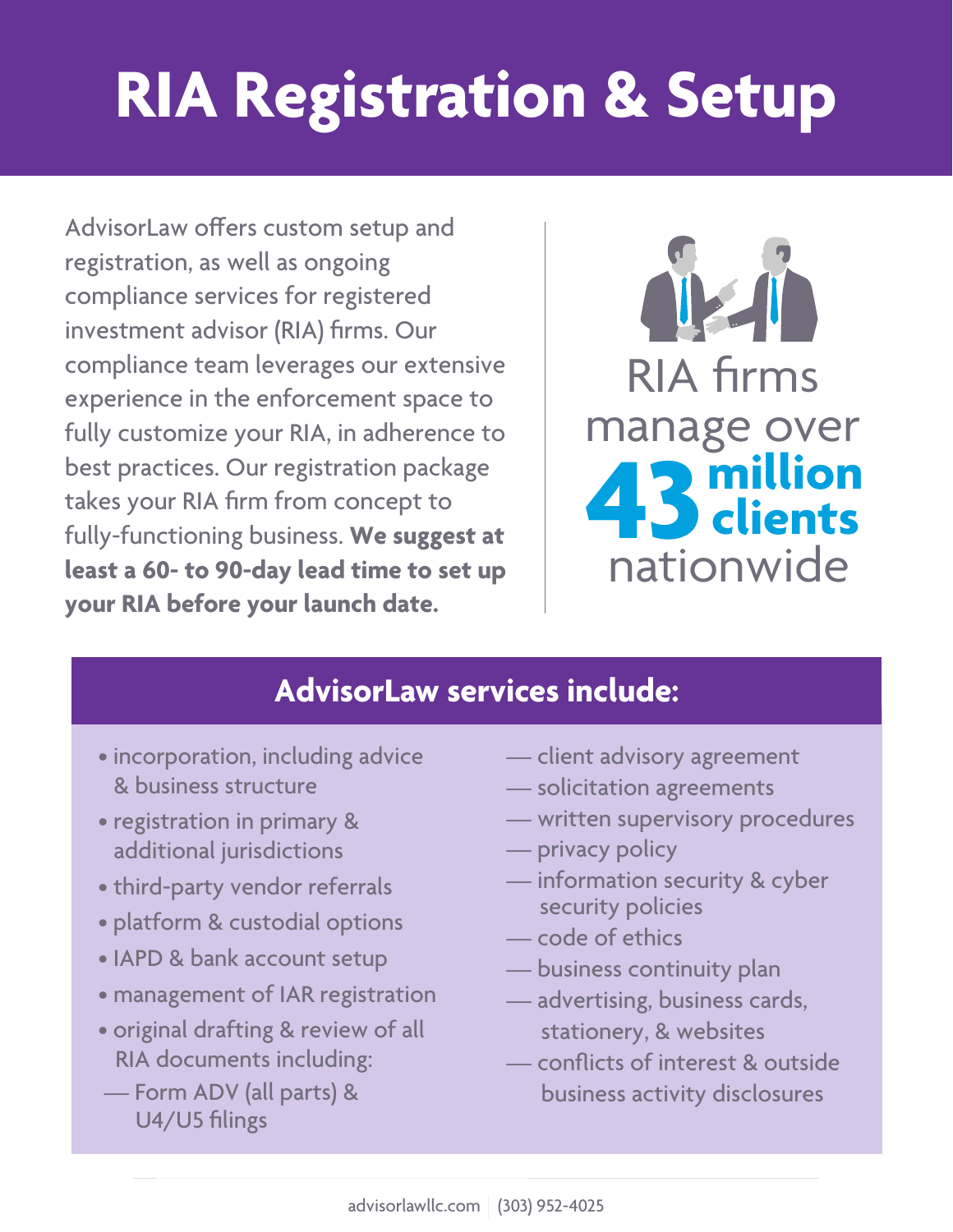# RIA Registration & Setup

AdvisorLaw offers custom setup and registration, as well as ongoing compliance services for registered investment advisor (RIA) firms. Our compliance team leverages our extensive experience in the enforcement space to fully customize your RIA, in adherence to best practices. Our registration package takes your RIA firm from concept to fully-functioning business. **We suggest at least a 60- to 90-day lead time to set up your RIA before your launch date.**

RIA firms manage over **43 million clients** nationwide

## AdvisorLaw services include:

- incorporation, including advice & business structure
- registration in primary & additional jurisdictions
- third-party vendor referrals
- platform & custodial options
- IAPD & bank account setup
- management of IAR registration
- original drafting & review of all RIA documents including:
  - Form ADV (all parts) & U4/U5 filings
  - client advisory agreement
  - solicitation agreements
  - written supervisory procedures
  - privacy policy
  - information security & cyber security policies
  - code of ethics
  - business continuity plan
  - advertising, business cards, stationery, & websites
  - conflicts of interest & outside business activity disclosures

advisorlawllc.com | (303) 952-4025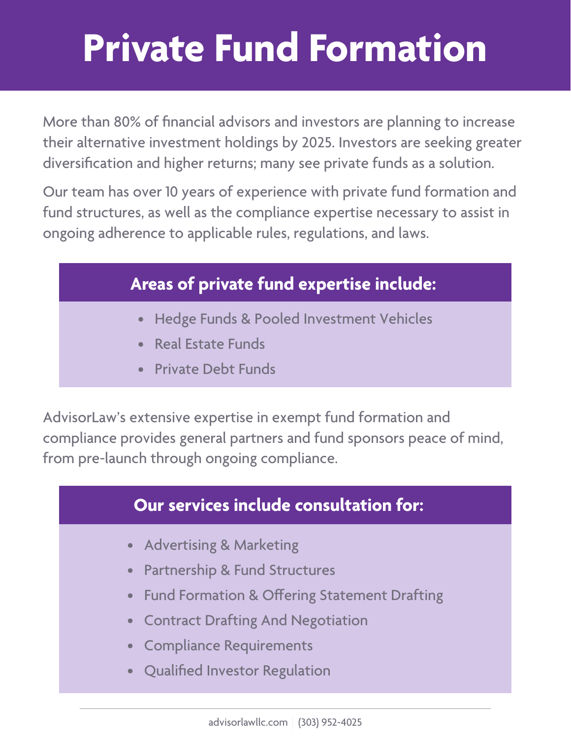# Private Fund Formation

More than 80% of financial advisors and investors are planning to increase their alternative investment holdings by 2025. Investors are seeking greater diversification and higher returns; many see private funds as a solution.

Our team has over 10 years of experience with private fund formation and fund structures, as well as the compliance expertise necessary to assist in ongoing adherence to applicable rules, regulations, and laws.

## Areas of private fund expertise include:

- Hedge Funds & Pooled Investment Vehicles
- Real Estate Funds
- Private Debt Funds

AdvisorLaw's extensive expertise in exempt fund formation and compliance provides general partners and fund sponsors peace of mind, from pre-launch through ongoing compliance.

## Our services include consultation for:

- Advertising & Marketing
- Partnership & Fund Structures
- Fund Formation & Offering Statement Drafting
- Contract Drafting And Negotiation
- Compliance Requirements
- Qualified Investor Regulation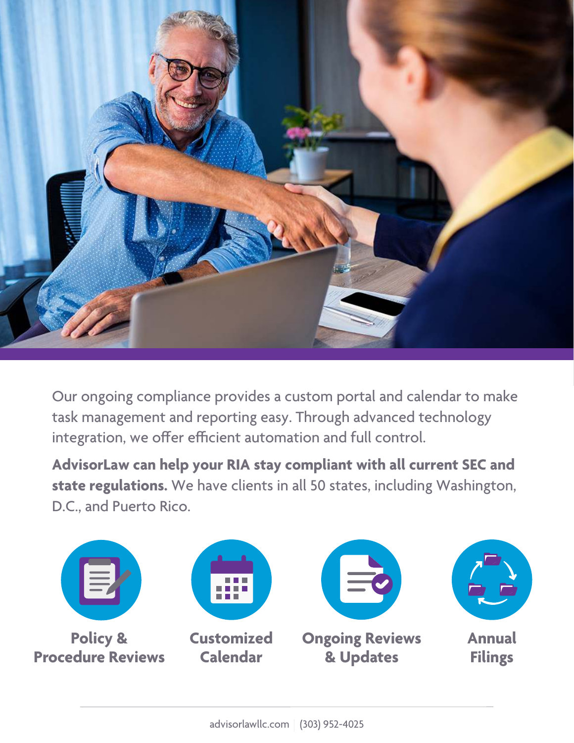Our ongoing compliance provides a custom portal and calendar to make task management and reporting easy. Through advanced technology integration, we offer efficient automation and full control.

**AdvisorLaw can help your RIA stay compliant with all current SEC and state regulations.** We have clients in all 50 states, including Washington, D.C., and Puerto Rico.

**Policy & Procedure Reviews**

**Customized Calendar**

**Ongoing Reviews & Updates**

**Annual Filings**

advisorlawllc.com | (303) 952-4025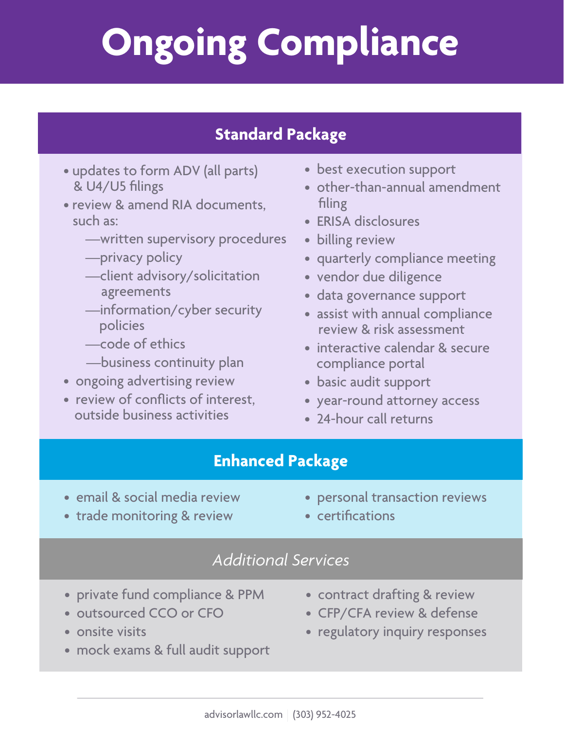# Ongoing Compliance

## Standard Package

- updates to form ADV (all parts) & U4/U5 filings
- review & amend RIA documents, such as:
  - —written supervisory procedures
  - —privacy policy
  - —client advisory/solicitation agreements
  - —information/cyber security policies
  - —code of ethics
  - —business continuity plan
- ongoing advertising review
- review of conflicts of interest, outside business activities
- best execution support
- other-than-annual amendment filing
- ERISA disclosures
- billing review
- quarterly compliance meeting
- vendor due diligence
- data governance support
- assist with annual compliance review & risk assessment
- interactive calendar & secure compliance portal
- basic audit support
- year-round attorney access
- 24-hour call returns

## Enhanced Package

- email & social media review
- trade monitoring & review
- personal transaction reviews
- certifications

## *Additional Services*

- private fund compliance & PPM
- outsourced CCO or CFO
- onsite visits
- mock exams & full audit support
- contract drafting & review
- CFP/CFA review & defense
- regulatory inquiry responses

advisorlawllc.com | (303) 952-4025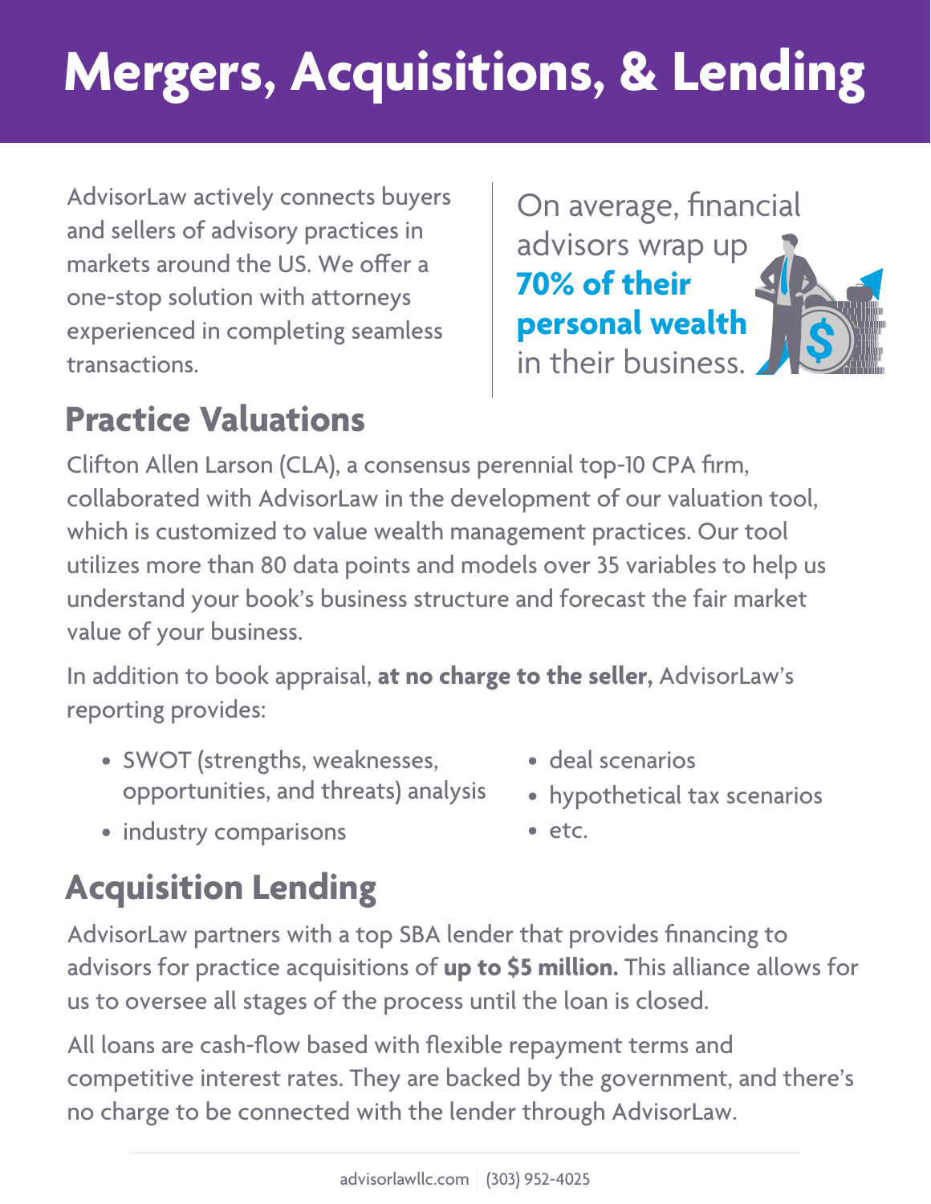# Mergers, Acquisitions, & Lending

AdvisorLaw actively connects buyers and sellers of advisory practices in markets around the US. We offer a one-stop solution with attorneys experienced in completing seamless transactions.

On average, financial advisors wrap up **70% of their personal wealth** in their business.

## Practice Valuations

Clifton Allen Larson (CLA), a consensus perennial top-10 CPA firm, collaborated with AdvisorLaw in the development of our valuation tool, which is customized to value wealth management practices. Our tool utilizes more than 80 data points and models over 35 variables to help us understand your book's business structure and forecast the fair market value of your business.

In addition to book appraisal, **at no charge to the seller,** AdvisorLaw's reporting provides:

- SWOT (strengths, weaknesses, opportunities, and threats) analysis
- industry comparisons
- deal scenarios
- hypothetical tax scenarios
- etc.

## Acquisition Lending

AdvisorLaw partners with a top SBA lender that provides financing to advisors for practice acquisitions of **up to $5 million.** This alliance allows for us to oversee all stages of the process until the loan is closed.

All loans are cash-flow based with flexible repayment terms and competitive interest rates. They are backed by the government, and there's no charge to be connected with the lender through AdvisorLaw.

advisorlawllc.com | (303) 952-4025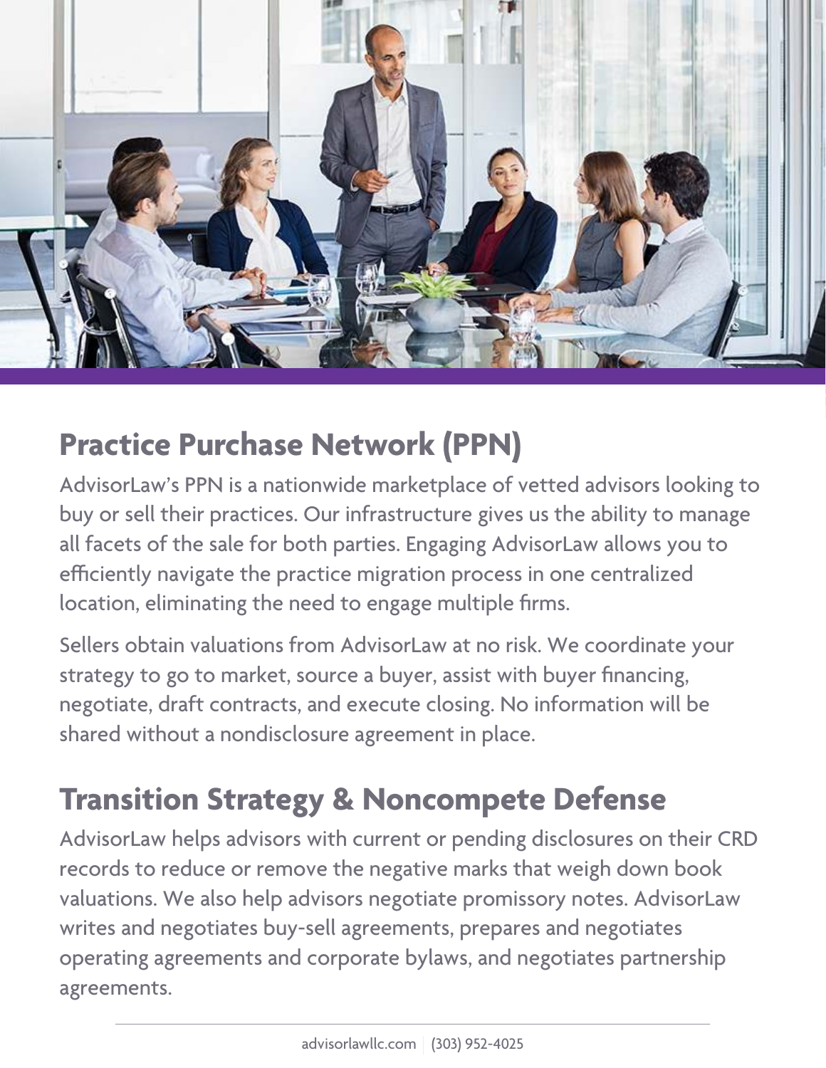## Practice Purchase Network (PPN)

AdvisorLaw's PPN is a nationwide marketplace of vetted advisors looking to buy or sell their practices. Our infrastructure gives us the ability to manage all facets of the sale for both parties. Engaging AdvisorLaw allows you to efficiently navigate the practice migration process in one centralized location, eliminating the need to engage multiple firms.

Sellers obtain valuations from AdvisorLaw at no risk. We coordinate your strategy to go to market, source a buyer, assist with buyer financing, negotiate, draft contracts, and execute closing. No information will be shared without a nondisclosure agreement in place.

## Transition Strategy & Noncompete Defense

AdvisorLaw helps advisors with current or pending disclosures on their CRD records to reduce or remove the negative marks that weigh down book valuations. We also help advisors negotiate promissory notes. AdvisorLaw writes and negotiates buy-sell agreements, prepares and negotiates operating agreements and corporate bylaws, and negotiates partnership agreements.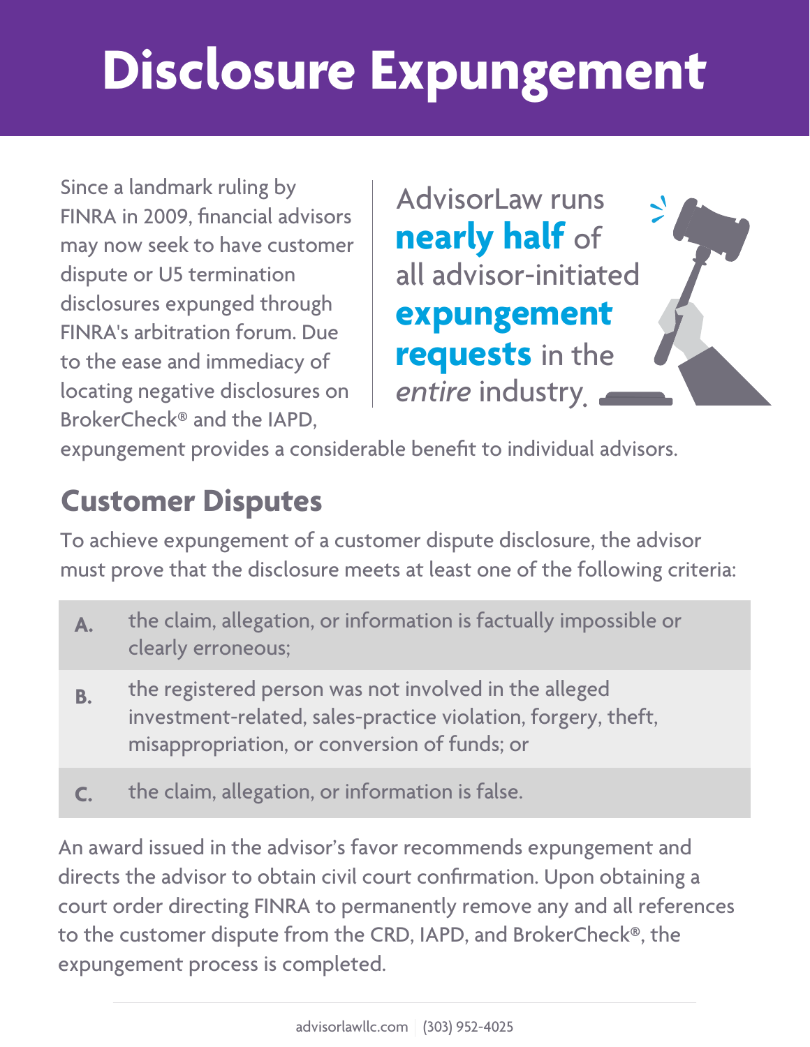# Disclosure Expungement

Since a landmark ruling by FINRA in 2009, financial advisors may now seek to have customer dispute or U5 termination disclosures expunged through FINRA's arbitration forum. Due to the ease and immediacy of locating negative disclosures on BrokerCheck® and the IAPD, expungement provides a considerable benefit to individual advisors.

AdvisorLaw runs **nearly half** of all advisor-initiated **expungement requests** in the *entire* industry.

## Customer Disputes

To achieve expungement of a customer dispute disclosure, the advisor must prove that the disclosure meets at least one of the following criteria:

| | |
|---|---|
| **A.** | the claim, allegation, or information is factually impossible or clearly erroneous; |
| **B.** | the registered person was not involved in the alleged investment-related, sales-practice violation, forgery, theft, misappropriation, or conversion of funds; or |
| **C.** | the claim, allegation, or information is false. |

An award issued in the advisor's favor recommends expungement and directs the advisor to obtain civil court confirmation. Upon obtaining a court order directing FINRA to permanently remove any and all references to the customer dispute from the CRD, IAPD, and BrokerCheck®, the expungement process is completed.

advisorlawllc.com | (303) 952-4025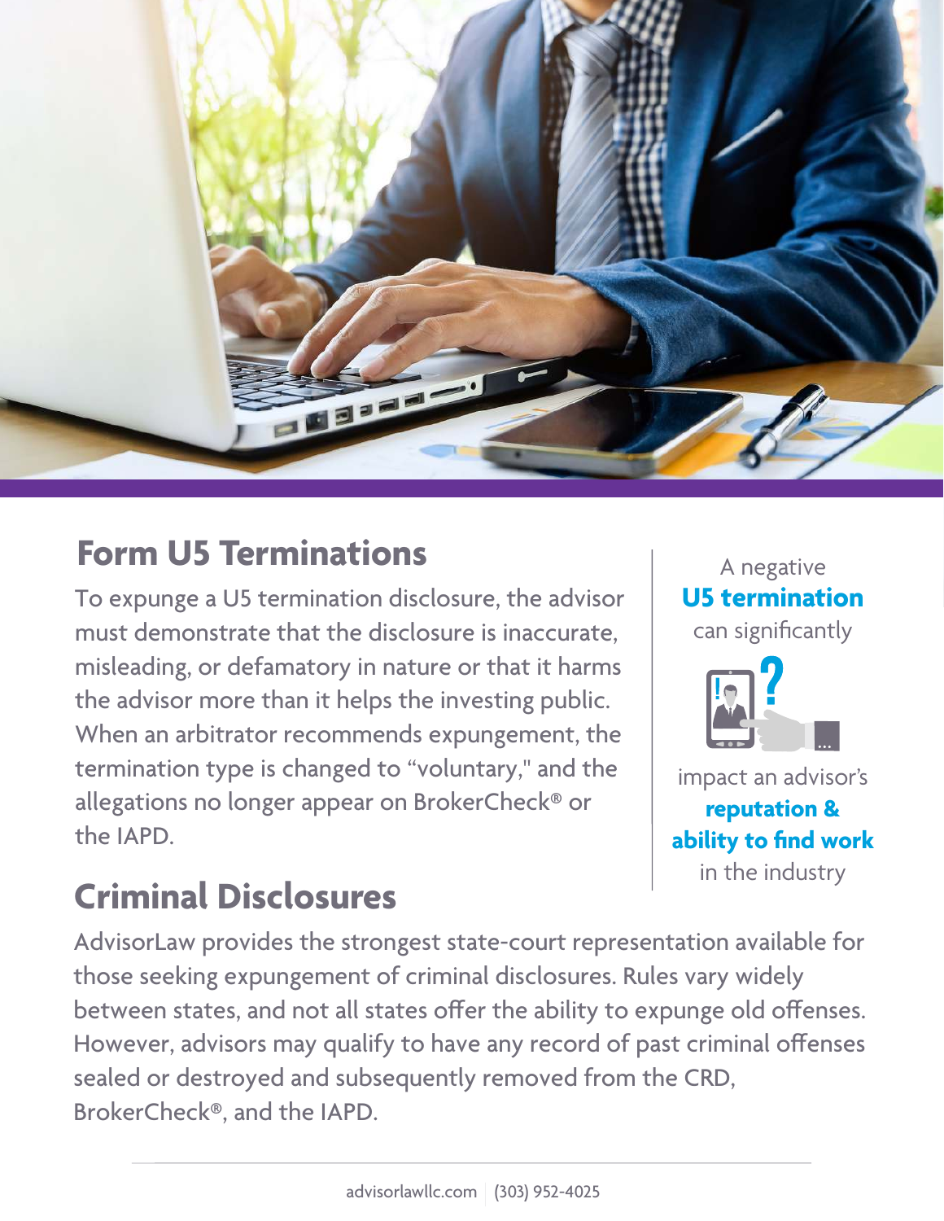## Form U5 Terminations

To expunge a U5 termination disclosure, the advisor must demonstrate that the disclosure is inaccurate, misleading, or defamatory in nature or that it harms the advisor more than it helps the investing public. When an arbitrator recommends expungement, the termination type is changed to “voluntary," and the allegations no longer appear on BrokerCheck® or the IAPD.

A negative **U5 termination** can significantly impact an advisor's **reputation & ability to find work** in the industry

## Criminal Disclosures

AdvisorLaw provides the strongest state-court representation available for those seeking expungement of criminal disclosures. Rules vary widely between states, and not all states offer the ability to expunge old offenses. However, advisors may qualify to have any record of past criminal offenses sealed or destroyed and subsequently removed from the CRD, BrokerCheck®, and the IAPD.

advisorlawllc.com | (303) 952-4025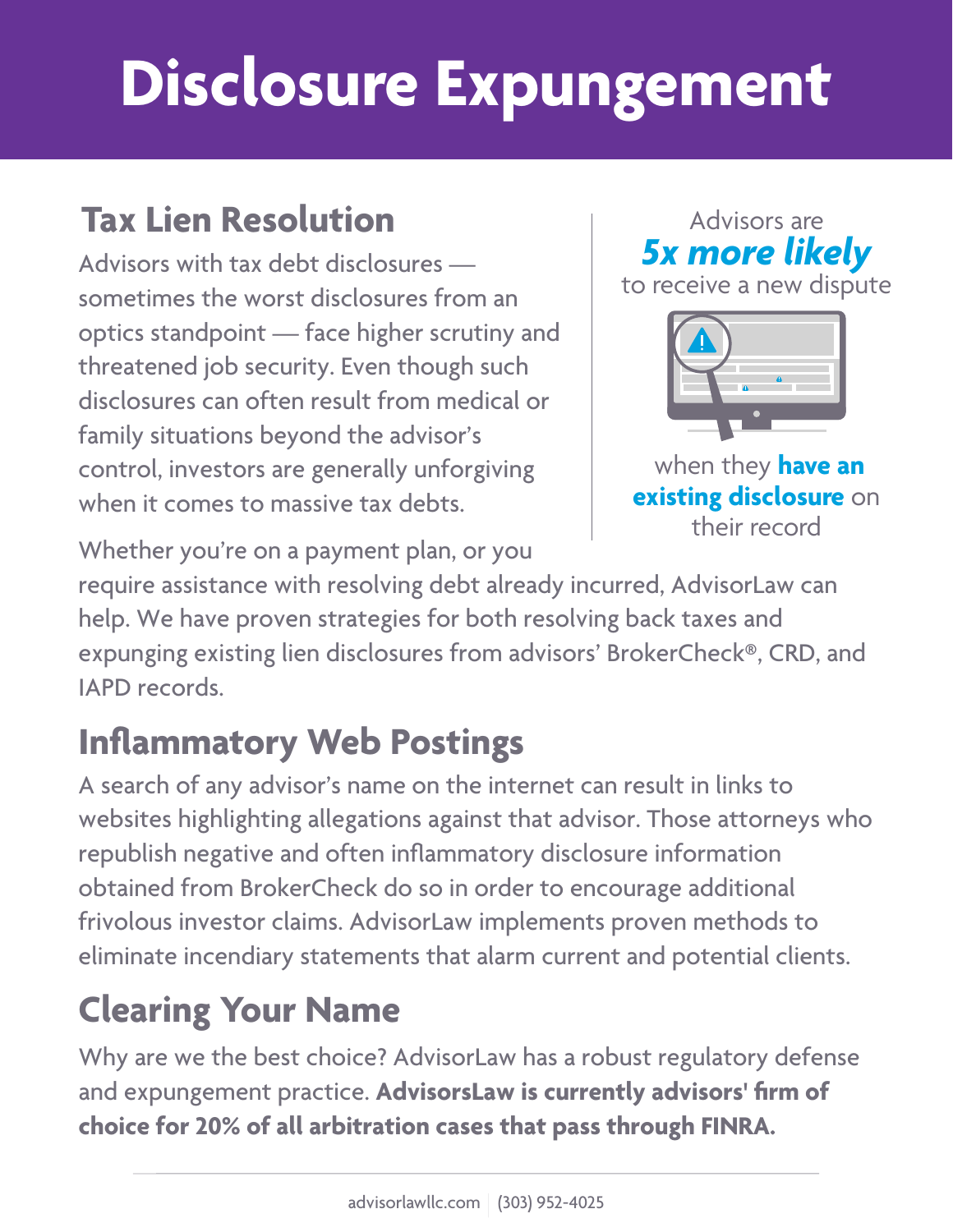# Disclosure Expungement

## Tax Lien Resolution

Advisors with tax debt disclosures — sometimes the worst disclosures from an optics standpoint — face higher scrutiny and threatened job security. Even though such disclosures can often result from medical or family situations beyond the advisor's control, investors are generally unforgiving when it comes to massive tax debts.

Advisors are ***5x more likely*** to receive a new dispute when they **have an existing disclosure** on their record

Whether you're on a payment plan, or you require assistance with resolving debt already incurred, AdvisorLaw can help. We have proven strategies for both resolving back taxes and expunging existing lien disclosures from advisors' BrokerCheck®, CRD, and IAPD records.

## Inflammatory Web Postings

A search of any advisor's name on the internet can result in links to websites highlighting allegations against that advisor. Those attorneys who republish negative and often inflammatory disclosure information obtained from BrokerCheck do so in order to encourage additional frivolous investor claims. AdvisorLaw implements proven methods to eliminate incendiary statements that alarm current and potential clients.

## Clearing Your Name

Why are we the best choice? AdvisorLaw has a robust regulatory defense and expungement practice. **AdvisorsLaw is currently advisors' firm of choice for 20% of all arbitration cases that pass through FINRA.**

advisorlawllc.com | (303) 952-4025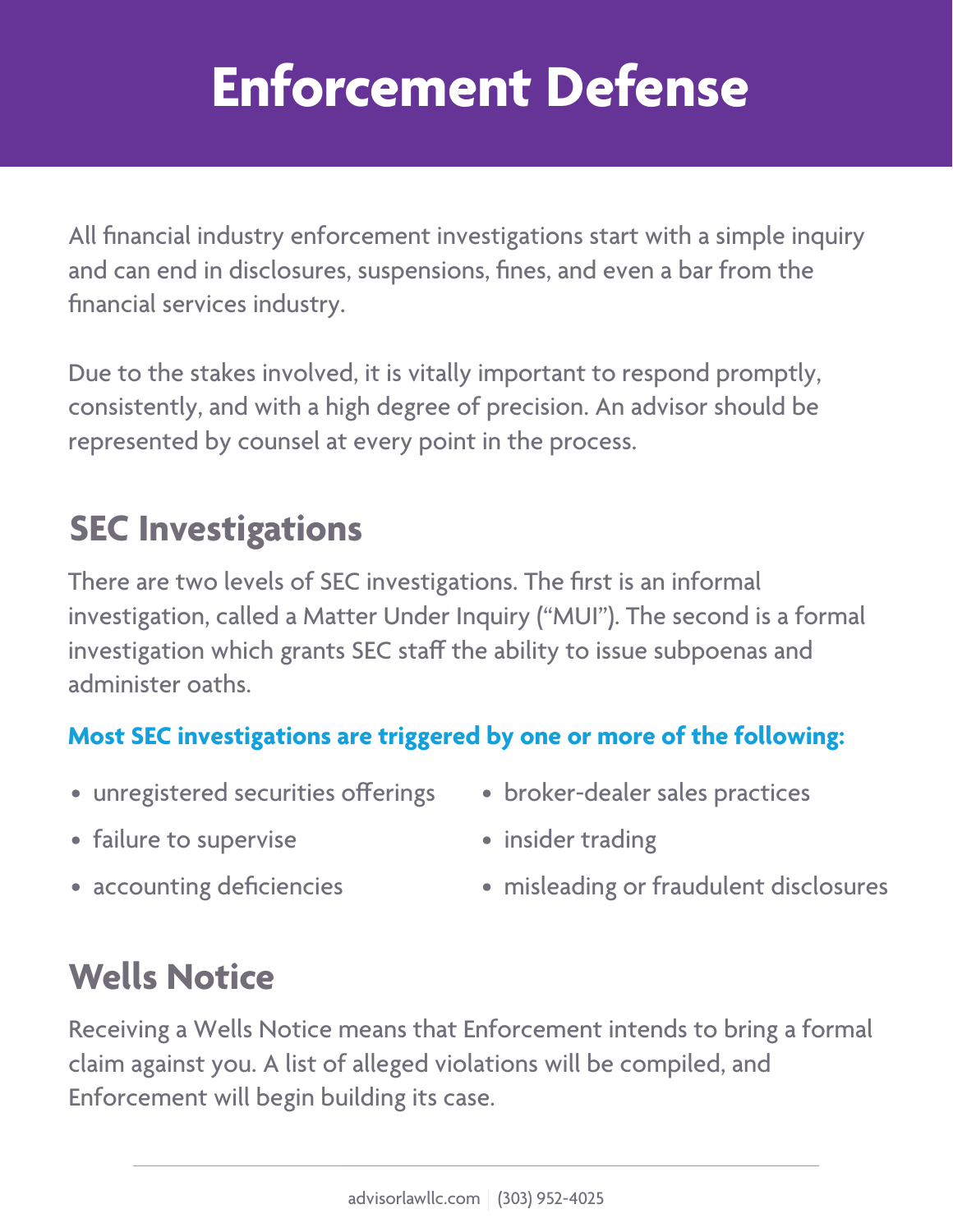# Enforcement Defense

All financial industry enforcement investigations start with a simple inquiry and can end in disclosures, suspensions, fines, and even a bar from the financial services industry.

Due to the stakes involved, it is vitally important to respond promptly, consistently, and with a high degree of precision. An advisor should be represented by counsel at every point in the process.

## SEC Investigations

There are two levels of SEC investigations. The first is an informal investigation, called a Matter Under Inquiry ("MUI"). The second is a formal investigation which grants SEC staff the ability to issue subpoenas and administer oaths.

**Most SEC investigations are triggered by one or more of the following:**

- unregistered securities offerings
- failure to supervise
- accounting deficiencies
- broker-dealer sales practices
- insider trading
- misleading or fraudulent disclosures

## Wells Notice

Receiving a Wells Notice means that Enforcement intends to bring a formal claim against you. A list of alleged violations will be compiled, and Enforcement will begin building its case.

advisorlawllc.com | (303) 952-4025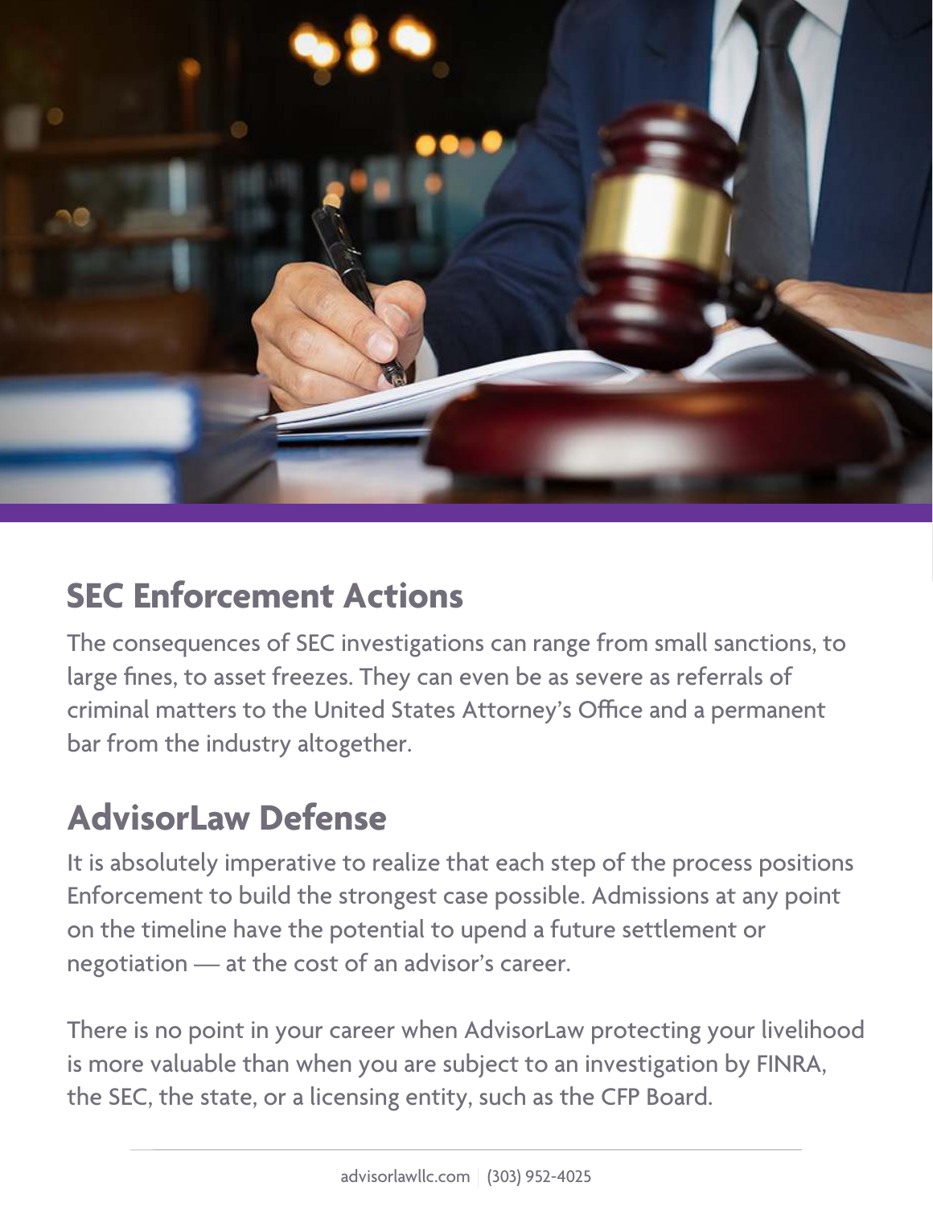## SEC Enforcement Actions

The consequences of SEC investigations can range from small sanctions, to large fines, to asset freezes. They can even be as severe as referrals of criminal matters to the United States Attorney's Office and a permanent bar from the industry altogether.

## AdvisorLaw Defense

It is absolutely imperative to realize that each step of the process positions Enforcement to build the strongest case possible. Admissions at any point on the timeline have the potential to upend a future settlement or negotiation — at the cost of an advisor's career.

There is no point in your career when AdvisorLaw protecting your livelihood is more valuable than when you are subject to an investigation by FINRA, the SEC, the state, or a licensing entity, such as the CFP Board.

advisorlawllc.com | (303) 952-4025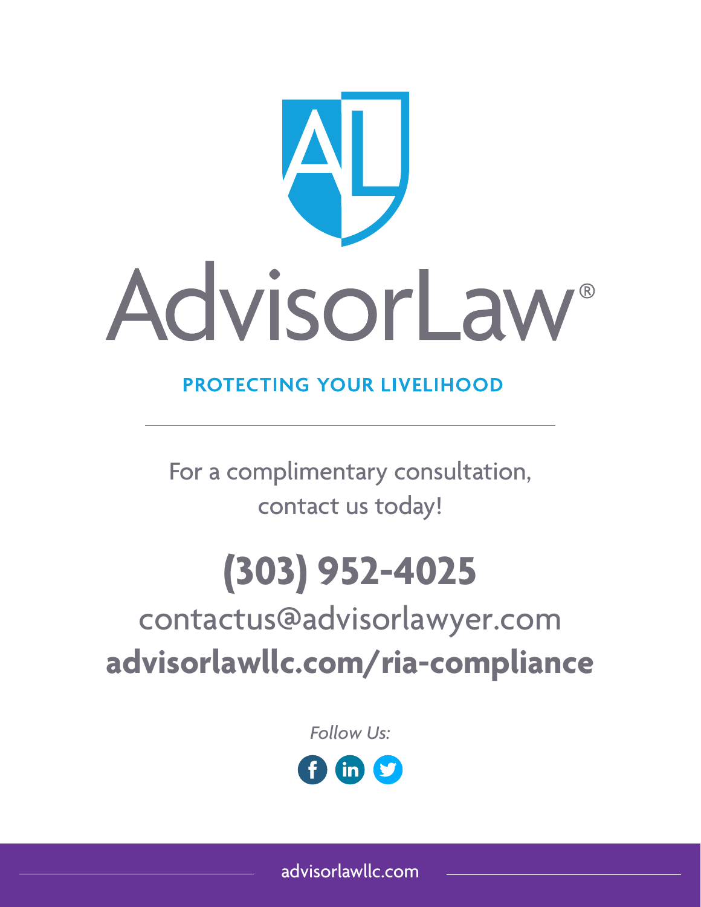# AdvisorLaw®

**PROTECTING YOUR LIVELIHOOD**

---

For a complimentary consultation, contact us today!

## (303) 952-4025

contactus@advisorlawyer.com

**advisorlawllc.com/ria-compliance**

*Follow Us:*

advisorlawllc.com